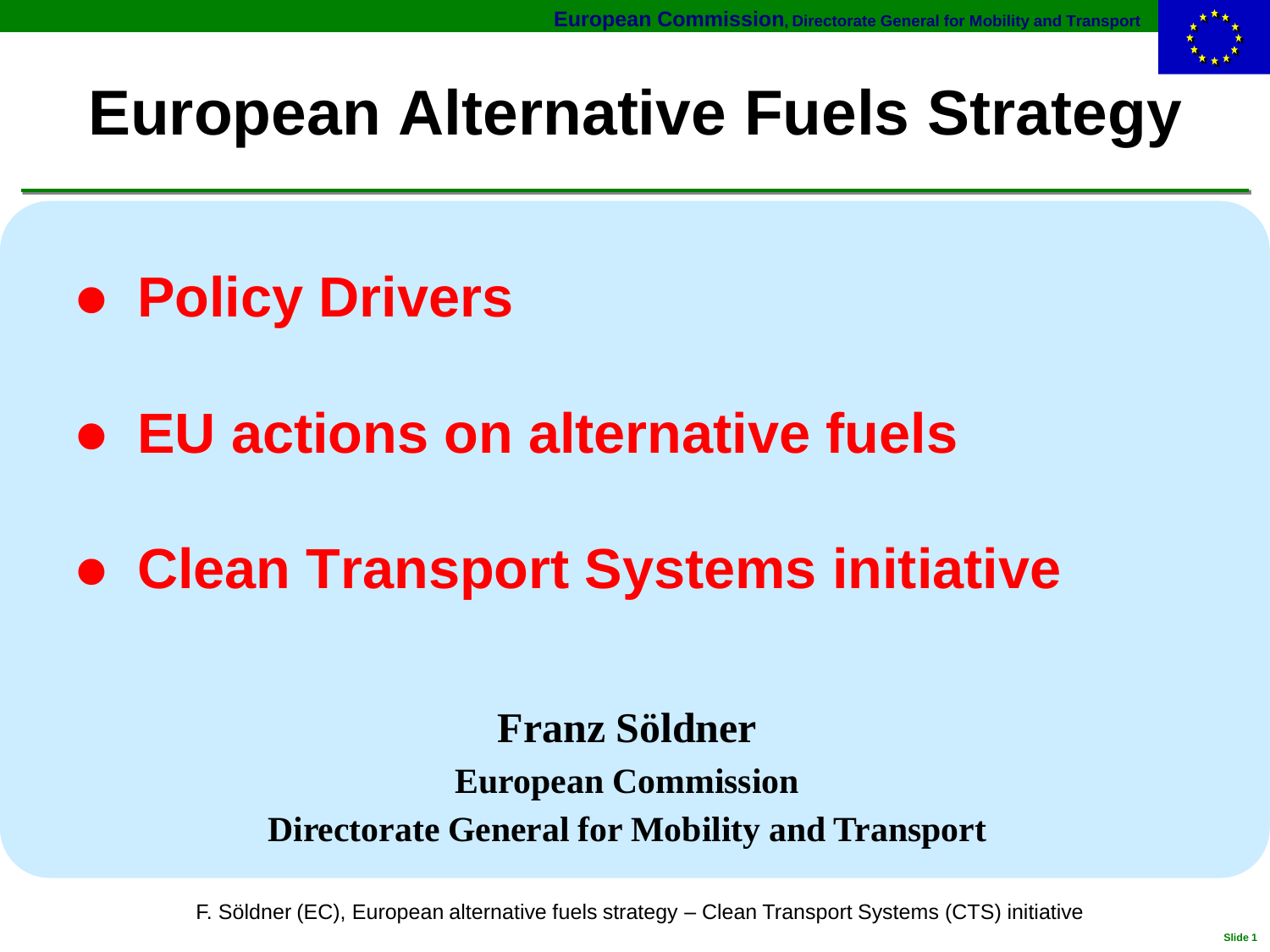# European Alternative Fuels Strategy

- **Policy Drivers**
- **EU actions on alternative fuels**
- **Clean Transport Systems initiative**

**Franz Söldner**

**European Commission**

**Directorate General for Mobility and Transport**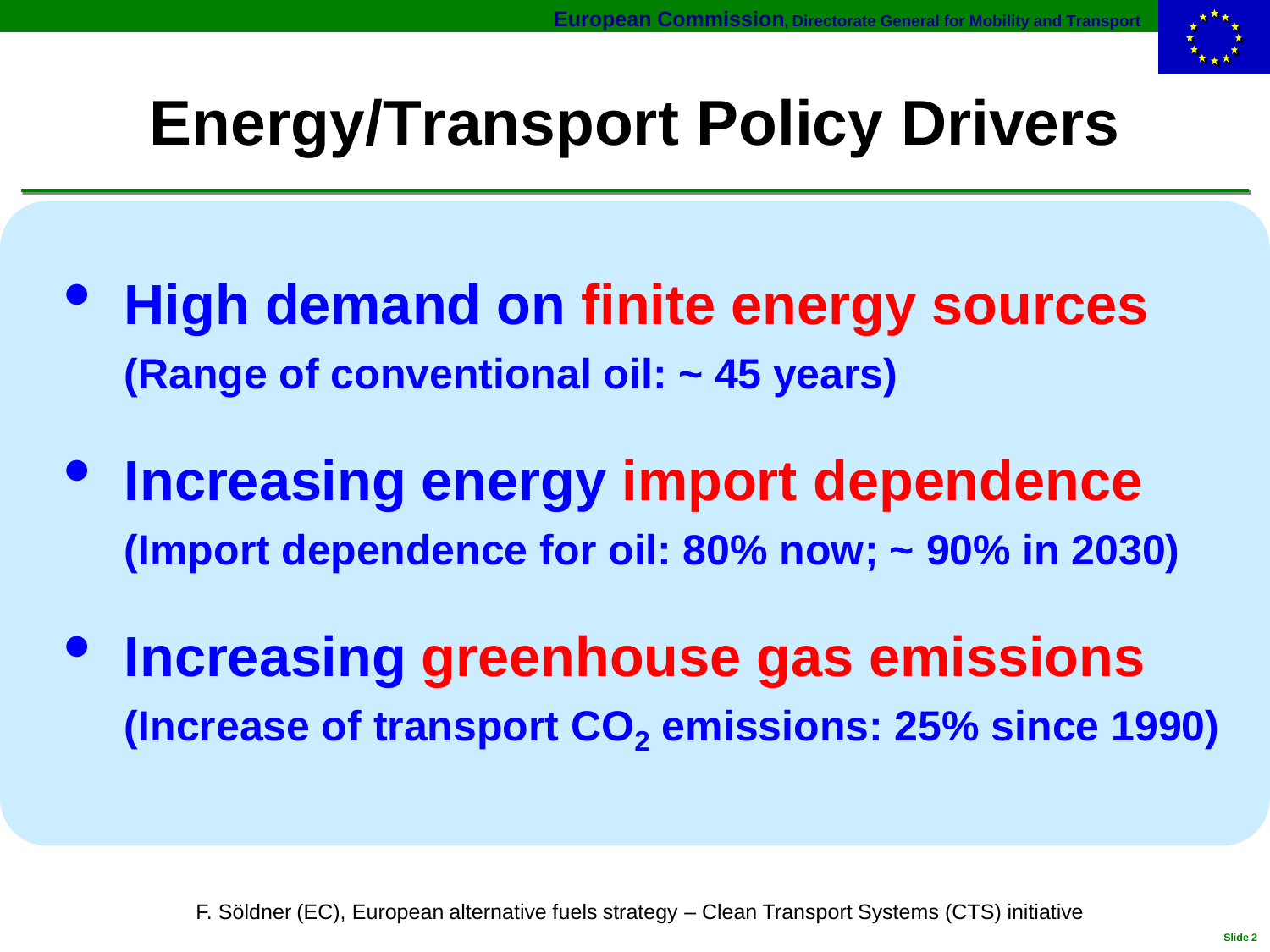# Energy/Transport Policy Drivers

- **High demand on finite energy sources**
  **(Range of conventional oil: ~ 45 years)**

- **Increasing energy import dependence**
  **(Import dependence for oil: 80% now; ~ 90% in 2030)**

- **Increasing greenhouse gas emissions**
  **(Increase of transport $CO_2$ emissions: 25% since 1990)**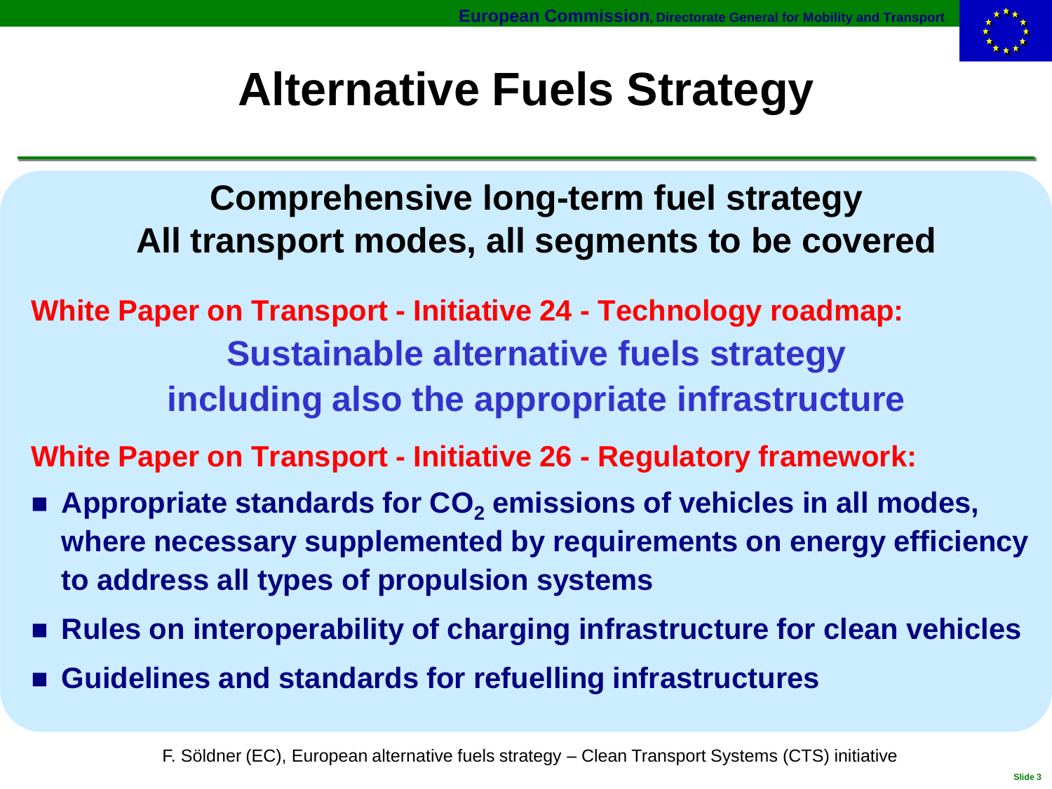# Alternative Fuels Strategy

**Comprehensive long-term fuel strategy**
**All transport modes, all segments to be covered**

**White Paper on Transport - Initiative 24 - Technology roadmap:**

**Sustainable alternative fuels strategy including also the appropriate infrastructure**

**White Paper on Transport - Initiative 26 - Regulatory framework:**

- **Appropriate standards for $CO_2$ emissions of vehicles in all modes, where necessary supplemented by requirements on energy efficiency to address all types of propulsion systems**
- **Rules on interoperability of charging infrastructure for clean vehicles**
- **Guidelines and standards for refuelling infrastructures**

F. Söldner (EC), European alternative fuels strategy – Clean Transport Systems (CTS) initiative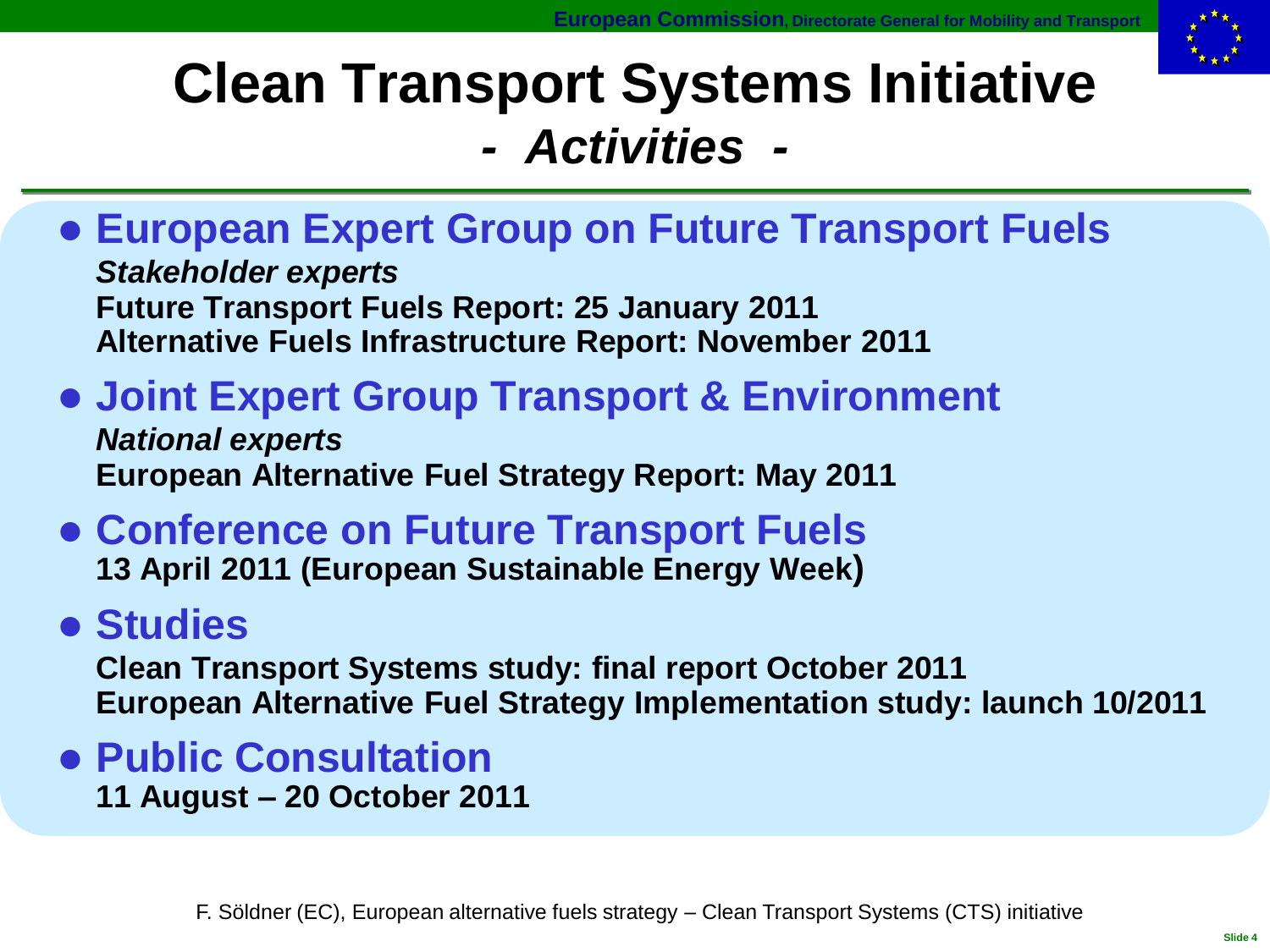# Clean Transport Systems Initiative

## - *Activities* -

- **European Expert Group on Future Transport Fuels**
  ***Stakeholder experts***
  **Future Transport Fuels Report: 25 January 2011**
  **Alternative Fuels Infrastructure Report: November 2011**

- **Joint Expert Group Transport & Environment**
  ***National experts***
  **European Alternative Fuel Strategy Report: May 2011**

- **Conference on Future Transport Fuels**
  **13 April 2011 (European Sustainable Energy Week)**

- **Studies**
  **Clean Transport Systems study: final report October 2011**
  **European Alternative Fuel Strategy Implementation study: launch 10/2011**

- **Public Consultation**
  **11 August – 20 October 2011**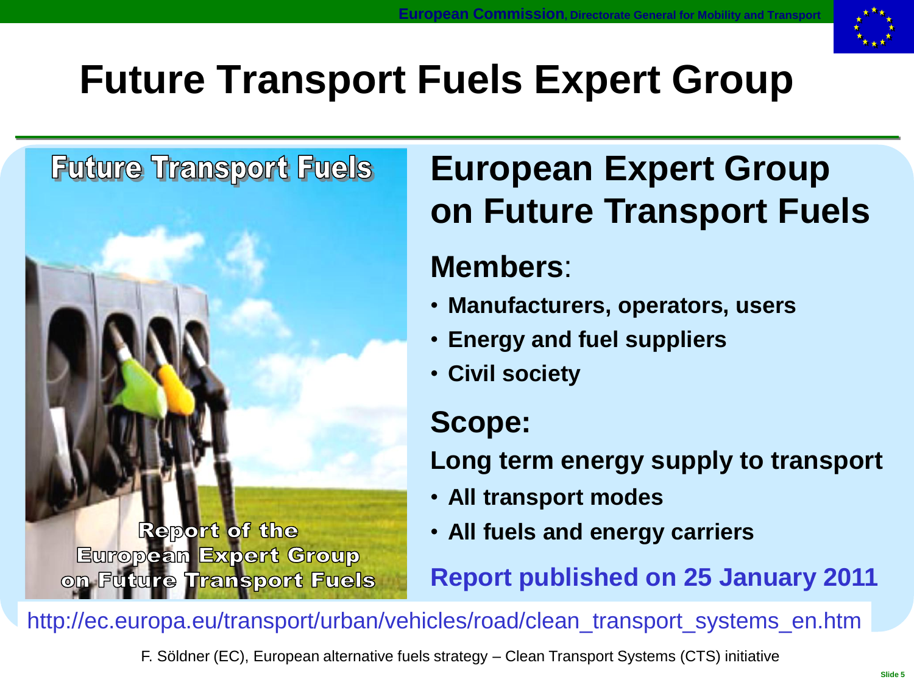# Future Transport Fuels Expert Group

Future Transport Fuels

Report of the European Expert Group on Future Transport Fuels

## European Expert Group on Future Transport Fuels

### Members:

- **Manufacturers, operators, users**
- **Energy and fuel suppliers**
- **Civil society**

### Scope:

**Long term energy supply to transport**

- **All transport modes**
- **All fuels and energy carriers**

**Report published on 25 January 2011**

http://ec.europa.eu/transport/urban/vehicles/road/clean_transport_systems_en.htm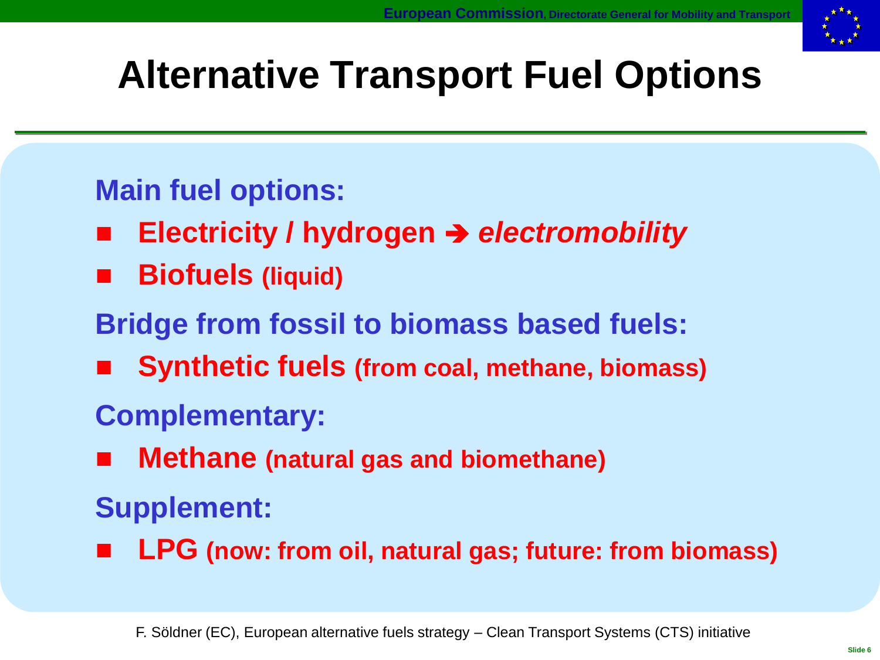# Alternative Transport Fuel Options

**Main fuel options:**

- **Electricity / hydrogen ➔ *electromobility***
- **Biofuels (liquid)**

**Bridge from fossil to biomass based fuels:**

- **Synthetic fuels (from coal, methane, biomass)**

**Complementary:**

- **Methane (natural gas and biomethane)**

**Supplement:**

- **LPG (now: from oil, natural gas; future: from biomass)**

F. Söldner (EC), European alternative fuels strategy – Clean Transport Systems (CTS) initiative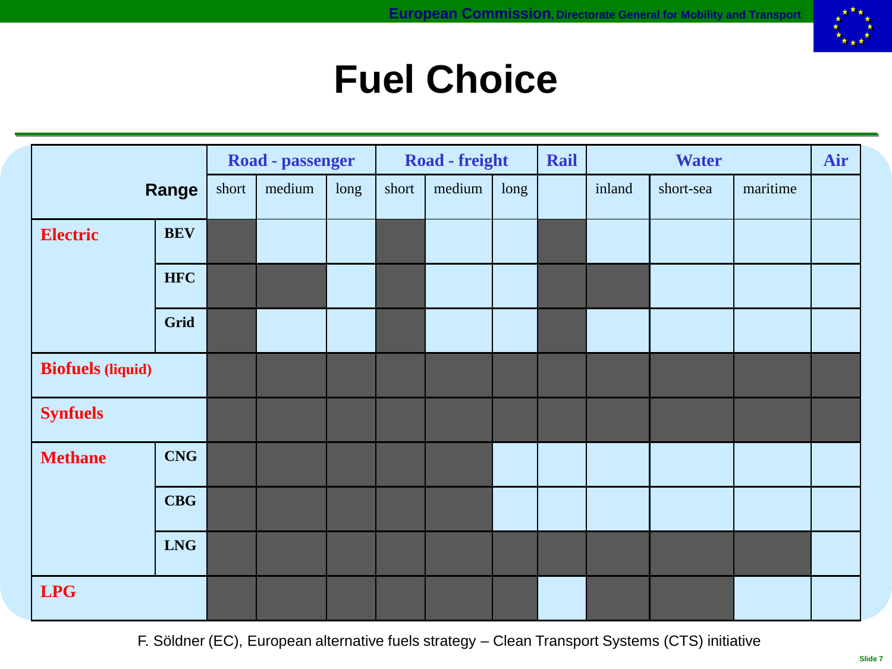# Fuel Choice

| Range | | Road - passenger | | | Road - freight | | | Rail | Water | | | Air |
|---|---|---|---|---|---|---|---|---|---|---|---|---|
| | | short | medium | long | short | medium | long | | inland | short-sea | maritime | |
| **Electric** | **BEV** | ■ | | | ■ | | | ■ | | | | |
| | **HFC** | ■ | ■ | | ■ | | | ■ | ■ | | | |
| | **Grid** | ■ | | | ■ | | | ■ | | | | |
| **Biofuels (liquid)** | | ■ | ■ | ■ | ■ | ■ | ■ | ■ | ■ | ■ | ■ | ■ |
| **Synfuels** | | ■ | ■ | ■ | ■ | ■ | ■ | ■ | ■ | ■ | ■ | ■ |
| **Methane** | **CNG** | ■ | ■ | ■ | ■ | ■ | | | | | | |
| | **CBG** | ■ | ■ | ■ | ■ | ■ | | | | | | |
| | **LNG** | ■ | ■ | ■ | ■ | ■ | ■ | ■ | ■ | ■ | ■ | |
| **LPG** | | ■ | ■ | ■ | ■ | ■ | ■ | | ■ | ■ | | |

F. Söldner (EC), European alternative fuels strategy – Clean Transport Systems (CTS) initiative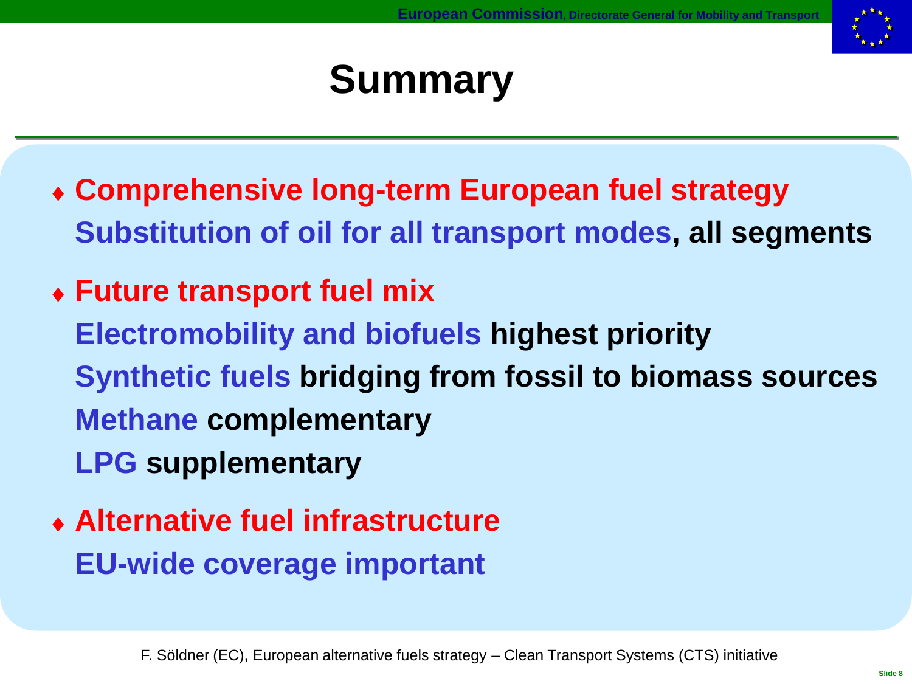# Summary

- **Comprehensive long-term European fuel strategy**
  **Substitution of oil for all transport modes, all segments**
- **Future transport fuel mix**
  **Electromobility and biofuels highest priority**
  **Synthetic fuels bridging from fossil to biomass sources**
  **Methane complementary**
  **LPG supplementary**
- **Alternative fuel infrastructure**
  **EU-wide coverage important**

F. Söldner (EC), European alternative fuels strategy – Clean Transport Systems (CTS) initiative